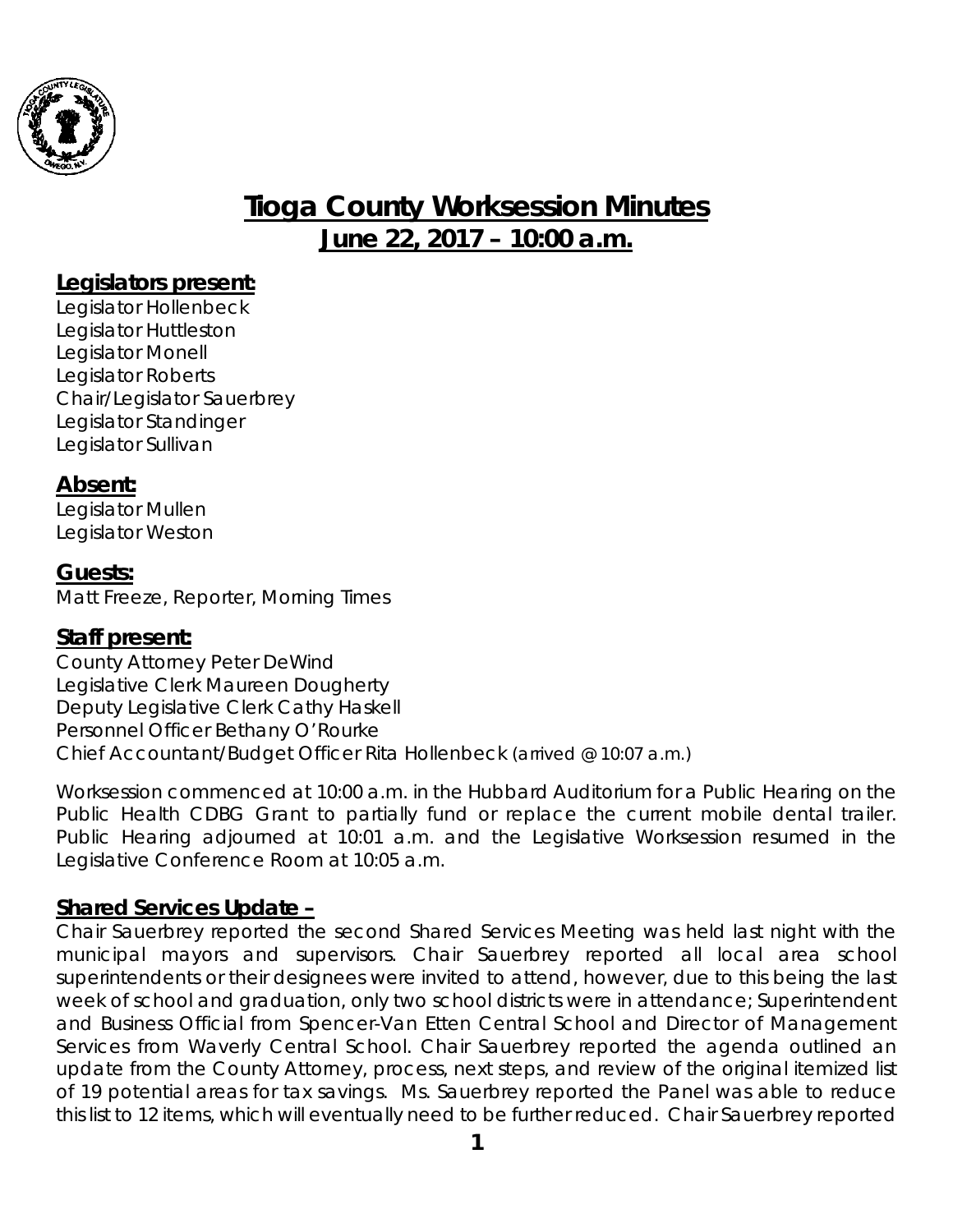# Tioga County Worksession Minutes

## June 22, 2017 – 10:00 a.m.

### Legislators present:

Legislator Hollenbeck
Legislator Huttleston
Legislator Monell
Legislator Roberts
Chair/Legislator Sauerbrey
Legislator Standinger
Legislator Sullivan

### Absent:

Legislator Mullen
Legislator Weston

### Guests:

Matt Freeze, Reporter, Morning Times

### Staff present:

County Attorney Peter DeWind
Legislative Clerk Maureen Dougherty
Deputy Legislative Clerk Cathy Haskell
Personnel Officer Bethany O'Rourke
Chief Accountant/Budget Officer Rita Hollenbeck (arrived @ 10:07 a.m.)

Worksession commenced at 10:00 a.m. in the Hubbard Auditorium for a Public Hearing on the Public Health CDBG Grant to partially fund or replace the current mobile dental trailer. Public Hearing adjourned at 10:01 a.m. and the Legislative Worksession resumed in the Legislative Conference Room at 10:05 a.m.

### Shared Services Update –

Chair Sauerbrey reported the second Shared Services Meeting was held last night with the municipal mayors and supervisors. Chair Sauerbrey reported all local area school superintendents or their designees were invited to attend, however, due to this being the last week of school and graduation, only two school districts were in attendance; Superintendent and Business Official from Spencer-Van Etten Central School and Director of Management Services from Waverly Central School. Chair Sauerbrey reported the agenda outlined an update from the County Attorney, process, next steps, and review of the original itemized list of 19 potential areas for tax savings. Ms. Sauerbrey reported the Panel was able to reduce this list to 12 items, which will eventually need to be further reduced. Chair Sauerbrey reported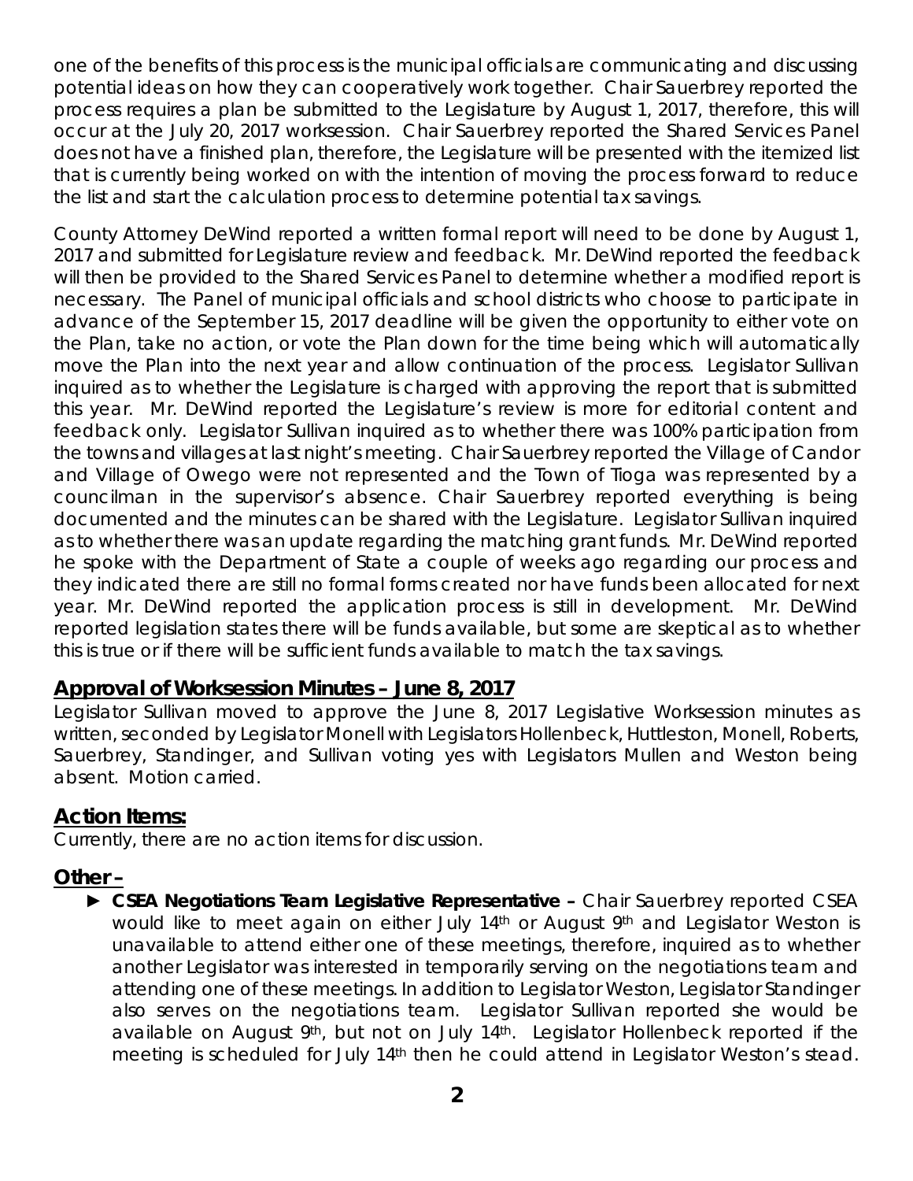one of the benefits of this process is the municipal officials are communicating and discussing potential ideas on how they can cooperatively work together. Chair Sauerbrey reported the process requires a plan be submitted to the Legislature by August 1, 2017, therefore, this will occur at the July 20, 2017 worksession. Chair Sauerbrey reported the Shared Services Panel does not have a finished plan, therefore, the Legislature will be presented with the itemized list that is currently being worked on with the intention of moving the process forward to reduce the list and start the calculation process to determine potential tax savings.

County Attorney DeWind reported a written formal report will need to be done by August 1, 2017 and submitted for Legislature review and feedback. Mr. DeWind reported the feedback will then be provided to the Shared Services Panel to determine whether a modified report is necessary. The Panel of municipal officials and school districts who choose to participate in advance of the September 15, 2017 deadline will be given the opportunity to either vote on the Plan, take no action, or vote the Plan down for the time being which will automatically move the Plan into the next year and allow continuation of the process. Legislator Sullivan inquired as to whether the Legislature is charged with approving the report that is submitted this year. Mr. DeWind reported the Legislature's review is more for editorial content and feedback only. Legislator Sullivan inquired as to whether there was 100% participation from the towns and villages at last night's meeting. Chair Sauerbrey reported the Village of Candor and Village of Owego were not represented and the Town of Tioga was represented by a councilman in the supervisor's absence. Chair Sauerbrey reported everything is being documented and the minutes can be shared with the Legislature. Legislator Sullivan inquired as to whether there was an update regarding the matching grant funds. Mr. DeWind reported he spoke with the Department of State a couple of weeks ago regarding our process and they indicated there are still no formal forms created nor have funds been allocated for next year. Mr. DeWind reported the application process is still in development. Mr. DeWind reported legislation states there will be funds available, but some are skeptical as to whether this is true or if there will be sufficient funds available to match the tax savings.

## Approval of Worksession Minutes – June 8, 2017

Legislator Sullivan moved to approve the June 8, 2017 Legislative Worksession minutes as written, seconded by Legislator Monell with Legislators Hollenbeck, Huttleston, Monell, Roberts, Sauerbrey, Standinger, and Sullivan voting yes with Legislators Mullen and Weston being absent. Motion carried.

## Action Items:

Currently, there are no action items for discussion.

## Other –

- **CSEA Negotiations Team Legislative Representative –** Chair Sauerbrey reported CSEA would like to meet again on either July 14th or August 9th and Legislator Weston is unavailable to attend either one of these meetings, therefore, inquired as to whether another Legislator was interested in temporarily serving on the negotiations team and attending one of these meetings. In addition to Legislator Weston, Legislator Standinger also serves on the negotiations team. Legislator Sullivan reported she would be available on August 9th, but not on July 14th. Legislator Hollenbeck reported if the meeting is scheduled for July 14th then he could attend in Legislator Weston's stead.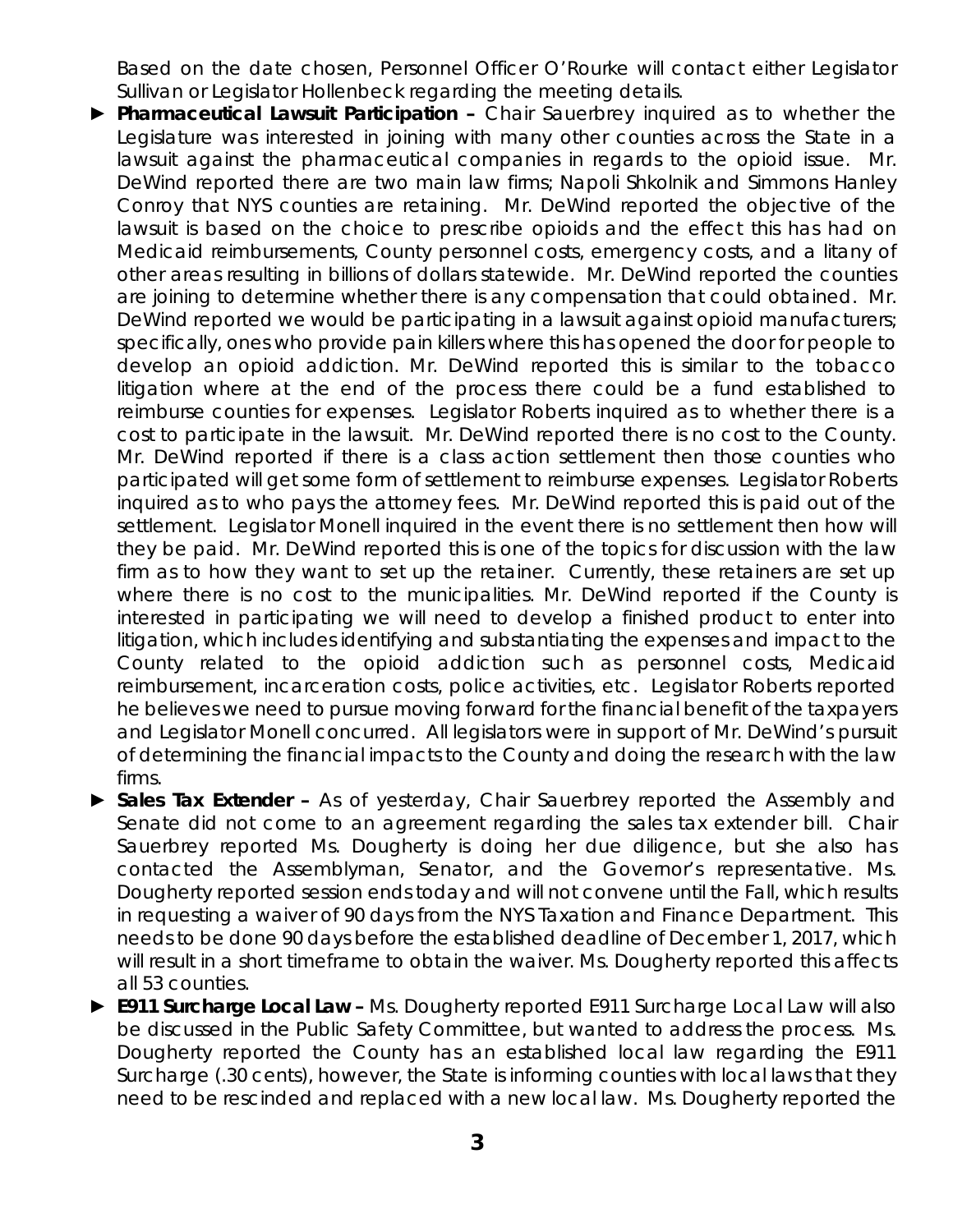Based on the date chosen, Personnel Officer O'Rourke will contact either Legislator Sullivan or Legislator Hollenbeck regarding the meeting details.

- ► **Pharmaceutical Lawsuit Participation –** Chair Sauerbrey inquired as to whether the Legislature was interested in joining with many other counties across the State in a lawsuit against the pharmaceutical companies in regards to the opioid issue. Mr. DeWind reported there are two main law firms; Napoli Shkolnik and Simmons Hanley Conroy that NYS counties are retaining. Mr. DeWind reported the objective of the lawsuit is based on the choice to prescribe opioids and the effect this has had on Medicaid reimbursements, County personnel costs, emergency costs, and a litany of other areas resulting in billions of dollars statewide. Mr. DeWind reported the counties are joining to determine whether there is any compensation that could obtained. Mr. DeWind reported we would be participating in a lawsuit against opioid manufacturers; specifically, ones who provide pain killers where this has opened the door for people to develop an opioid addiction. Mr. DeWind reported this is similar to the tobacco litigation where at the end of the process there could be a fund established to reimburse counties for expenses. Legislator Roberts inquired as to whether there is a cost to participate in the lawsuit. Mr. DeWind reported there is no cost to the County. Mr. DeWind reported if there is a class action settlement then those counties who participated will get some form of settlement to reimburse expenses. Legislator Roberts inquired as to who pays the attorney fees. Mr. DeWind reported this is paid out of the settlement. Legislator Monell inquired in the event there is no settlement then how will they be paid. Mr. DeWind reported this is one of the topics for discussion with the law firm as to how they want to set up the retainer. Currently, these retainers are set up where there is no cost to the municipalities. Mr. DeWind reported if the County is interested in participating we will need to develop a finished product to enter into litigation, which includes identifying and substantiating the expenses and impact to the County related to the opioid addiction such as personnel costs, Medicaid reimbursement, incarceration costs, police activities, etc. Legislator Roberts reported he believes we need to pursue moving forward for the financial benefit of the taxpayers and Legislator Monell concurred. All legislators were in support of Mr. DeWind's pursuit of determining the financial impacts to the County and doing the research with the law firms.
- ► **Sales Tax Extender –** As of yesterday, Chair Sauerbrey reported the Assembly and Senate did not come to an agreement regarding the sales tax extender bill. Chair Sauerbrey reported Ms. Dougherty is doing her due diligence, but she also has contacted the Assemblyman, Senator, and the Governor's representative. Ms. Dougherty reported session ends today and will not convene until the Fall, which results in requesting a waiver of 90 days from the NYS Taxation and Finance Department. This needs to be done 90 days before the established deadline of December 1, 2017, which will result in a short timeframe to obtain the waiver. Ms. Dougherty reported this affects all 53 counties.
- ► **E911 Surcharge Local Law –** Ms. Dougherty reported E911 Surcharge Local Law will also be discussed in the Public Safety Committee, but wanted to address the process. Ms. Dougherty reported the County has an established local law regarding the E911 Surcharge (.30 cents), however, the State is informing counties with local laws that they need to be rescinded and replaced with a new local law. Ms. Dougherty reported the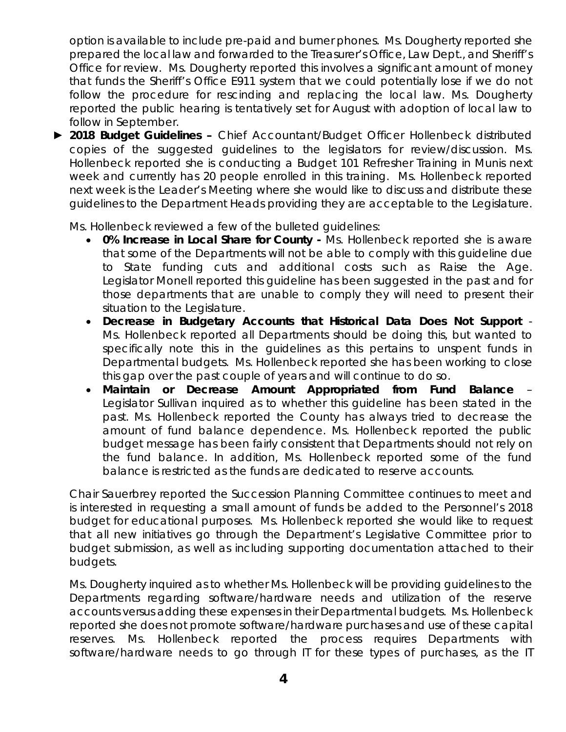option is available to include pre-paid and burner phones. Ms. Dougherty reported she prepared the local law and forwarded to the Treasurer's Office, Law Dept., and Sheriff's Office for review. Ms. Dougherty reported this involves a significant amount of money that funds the Sheriff's Office E911 system that we could potentially lose if we do not follow the procedure for rescinding and replacing the local law. Ms. Dougherty reported the public hearing is tentatively set for August with adoption of local law to follow in September.

► **2018 Budget Guidelines –** Chief Accountant/Budget Officer Hollenbeck distributed copies of the suggested guidelines to the legislators for review/discussion. Ms. Hollenbeck reported she is conducting a Budget 101 Refresher Training in Munis next week and currently has 20 people enrolled in this training. Ms. Hollenbeck reported next week is the Leader's Meeting where she would like to discuss and distribute these guidelines to the Department Heads providing they are acceptable to the Legislature.

Ms. Hollenbeck reviewed a few of the bulleted guidelines:

- **0% Increase in Local Share for County -** Ms. Hollenbeck reported she is aware that some of the Departments will not be able to comply with this guideline due to State funding cuts and additional costs such as Raise the Age. Legislator Monell reported this guideline has been suggested in the past and for those departments that are unable to comply they will need to present their situation to the Legislature.
- **Decrease in Budgetary Accounts that Historical Data Does Not Support** - Ms. Hollenbeck reported all Departments should be doing this, but wanted to specifically note this in the guidelines as this pertains to unspent funds in Departmental budgets. Ms. Hollenbeck reported she has been working to close this gap over the past couple of years and will continue to do so.
- **Maintain or Decrease Amount Appropriated from Fund Balance** – Legislator Sullivan inquired as to whether this guideline has been stated in the past. Ms. Hollenbeck reported the County has always tried to decrease the amount of fund balance dependence. Ms. Hollenbeck reported the public budget message has been fairly consistent that Departments should not rely on the fund balance. In addition, Ms. Hollenbeck reported some of the fund balance is restricted as the funds are dedicated to reserve accounts.

Chair Sauerbrey reported the Succession Planning Committee continues to meet and is interested in requesting a small amount of funds be added to the Personnel's 2018 budget for educational purposes. Ms. Hollenbeck reported she would like to request that all new initiatives go through the Department's Legislative Committee prior to budget submission, as well as including supporting documentation attached to their budgets.

Ms. Dougherty inquired as to whether Ms. Hollenbeck will be providing guidelines to the Departments regarding software/hardware needs and utilization of the reserve accounts versus adding these expenses in their Departmental budgets. Ms. Hollenbeck reported she does not promote software/hardware purchases and use of these capital reserves. Ms. Hollenbeck reported the process requires Departments with software/hardware needs to go through IT for these types of purchases, as the IT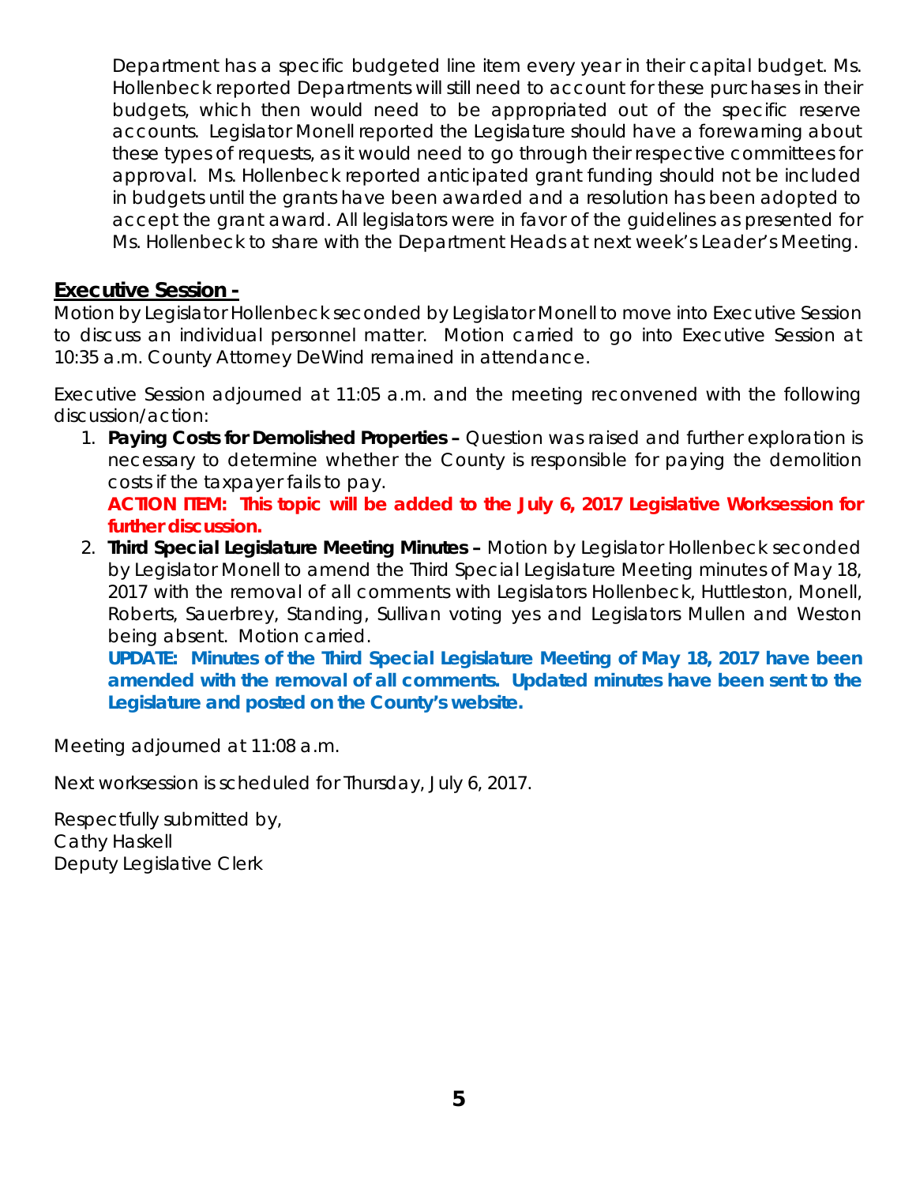Department has a specific budgeted line item every year in their capital budget. Ms. Hollenbeck reported Departments will still need to account for these purchases in their budgets, which then would need to be appropriated out of the specific reserve accounts. Legislator Monell reported the Legislature should have a forewarning about these types of requests, as it would need to go through their respective committees for approval. Ms. Hollenbeck reported anticipated grant funding should not be included in budgets until the grants have been awarded and a resolution has been adopted to accept the grant award. All legislators were in favor of the guidelines as presented for Ms. Hollenbeck to share with the Department Heads at next week's Leader's Meeting.

## Executive Session -

Motion by Legislator Hollenbeck seconded by Legislator Monell to move into Executive Session to discuss an individual personnel matter. Motion carried to go into Executive Session at 10:35 a.m. County Attorney DeWind remained in attendance.

Executive Session adjourned at 11:05 a.m. and the meeting reconvened with the following discussion/action:

1. **Paying Costs for Demolished Properties –** Question was raised and further exploration is necessary to determine whether the County is responsible for paying the demolition costs if the taxpayer fails to pay.
   **ACTION ITEM: This topic will be added to the July 6, 2017 Legislative Worksession for further discussion.**
2. **Third Special Legislature Meeting Minutes –** Motion by Legislator Hollenbeck seconded by Legislator Monell to amend the Third Special Legislature Meeting minutes of May 18, 2017 with the removal of all comments with Legislators Hollenbeck, Huttleston, Monell, Roberts, Sauerbrey, Standing, Sullivan voting yes and Legislators Mullen and Weston being absent. Motion carried.
   **UPDATE: Minutes of the Third Special Legislature Meeting of May 18, 2017 have been amended with the removal of all comments. Updated minutes have been sent to the Legislature and posted on the County's website.**

Meeting adjourned at 11:08 a.m.

Next worksession is scheduled for Thursday, July 6, 2017.

Respectfully submitted by,
Cathy Haskell
Deputy Legislative Clerk